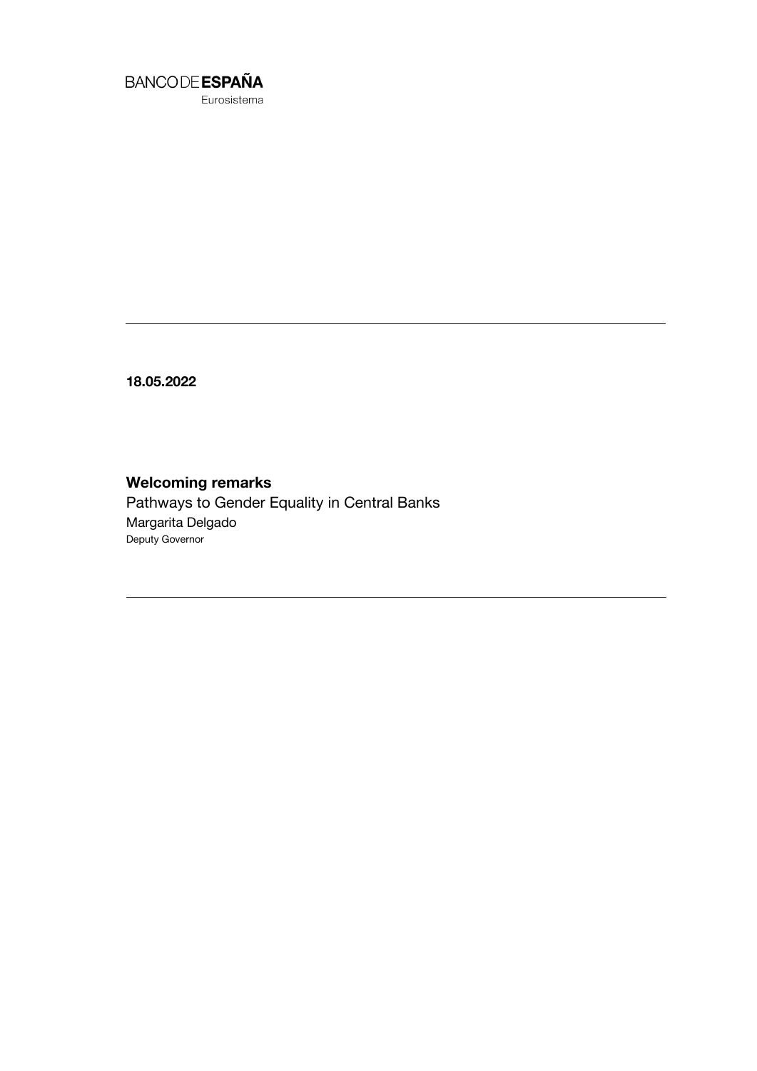BANCO DE **ESPAÑA**
Eurosistema

---

**18.05.2022**

# Welcoming remarks

Pathways to Gender Equality in Central Banks

Margarita Delgado

Deputy Governor

---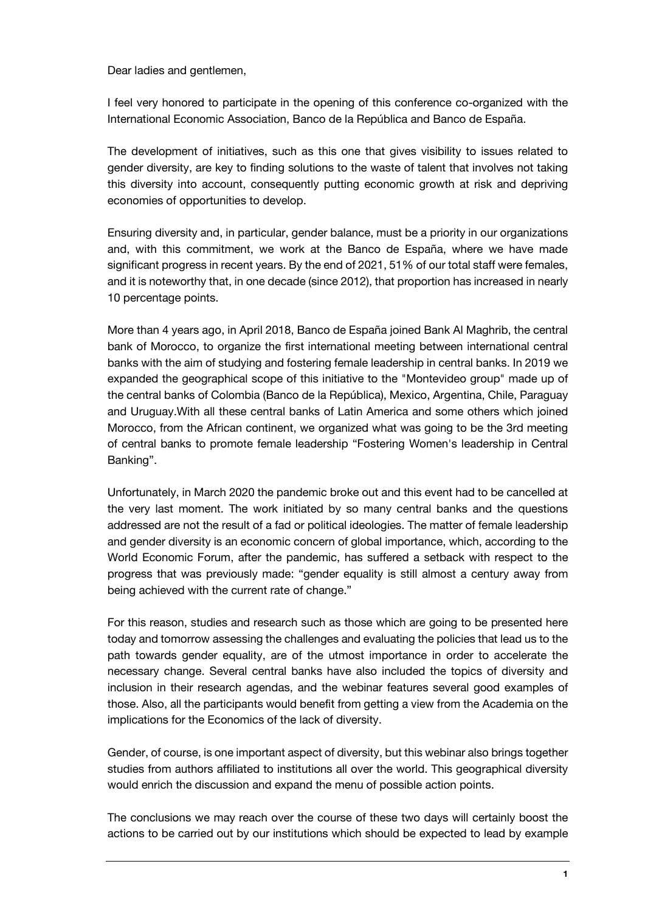Dear ladies and gentlemen,

I feel very honored to participate in the opening of this conference co-organized with the International Economic Association, Banco de la República and Banco de España.

The development of initiatives, such as this one that gives visibility to issues related to gender diversity, are key to finding solutions to the waste of talent that involves not taking this diversity into account, consequently putting economic growth at risk and depriving economies of opportunities to develop.

Ensuring diversity and, in particular, gender balance, must be a priority in our organizations and, with this commitment, we work at the Banco de España, where we have made significant progress in recent years. By the end of 2021, 51% of our total staff were females, and it is noteworthy that, in one decade (since 2012), that proportion has increased in nearly 10 percentage points.

More than 4 years ago, in April 2018, Banco de España joined Bank Al Maghrib, the central bank of Morocco, to organize the first international meeting between international central banks with the aim of studying and fostering female leadership in central banks. In 2019 we expanded the geographical scope of this initiative to the "Montevideo group" made up of the central banks of Colombia (Banco de la República), Mexico, Argentina, Chile, Paraguay and Uruguay.With all these central banks of Latin America and some others which joined Morocco, from the African continent, we organized what was going to be the 3rd meeting of central banks to promote female leadership "Fostering Women's leadership in Central Banking".

Unfortunately, in March 2020 the pandemic broke out and this event had to be cancelled at the very last moment. The work initiated by so many central banks and the questions addressed are not the result of a fad or political ideologies. The matter of female leadership and gender diversity is an economic concern of global importance, which, according to the World Economic Forum, after the pandemic, has suffered a setback with respect to the progress that was previously made: "gender equality is still almost a century away from being achieved with the current rate of change."

For this reason, studies and research such as those which are going to be presented here today and tomorrow assessing the challenges and evaluating the policies that lead us to the path towards gender equality, are of the utmost importance in order to accelerate the necessary change. Several central banks have also included the topics of diversity and inclusion in their research agendas, and the webinar features several good examples of those. Also, all the participants would benefit from getting a view from the Academia on the implications for the Economics of the lack of diversity.

Gender, of course, is one important aspect of diversity, but this webinar also brings together studies from authors affiliated to institutions all over the world. This geographical diversity would enrich the discussion and expand the menu of possible action points.

The conclusions we may reach over the course of these two days will certainly boost the actions to be carried out by our institutions which should be expected to lead by example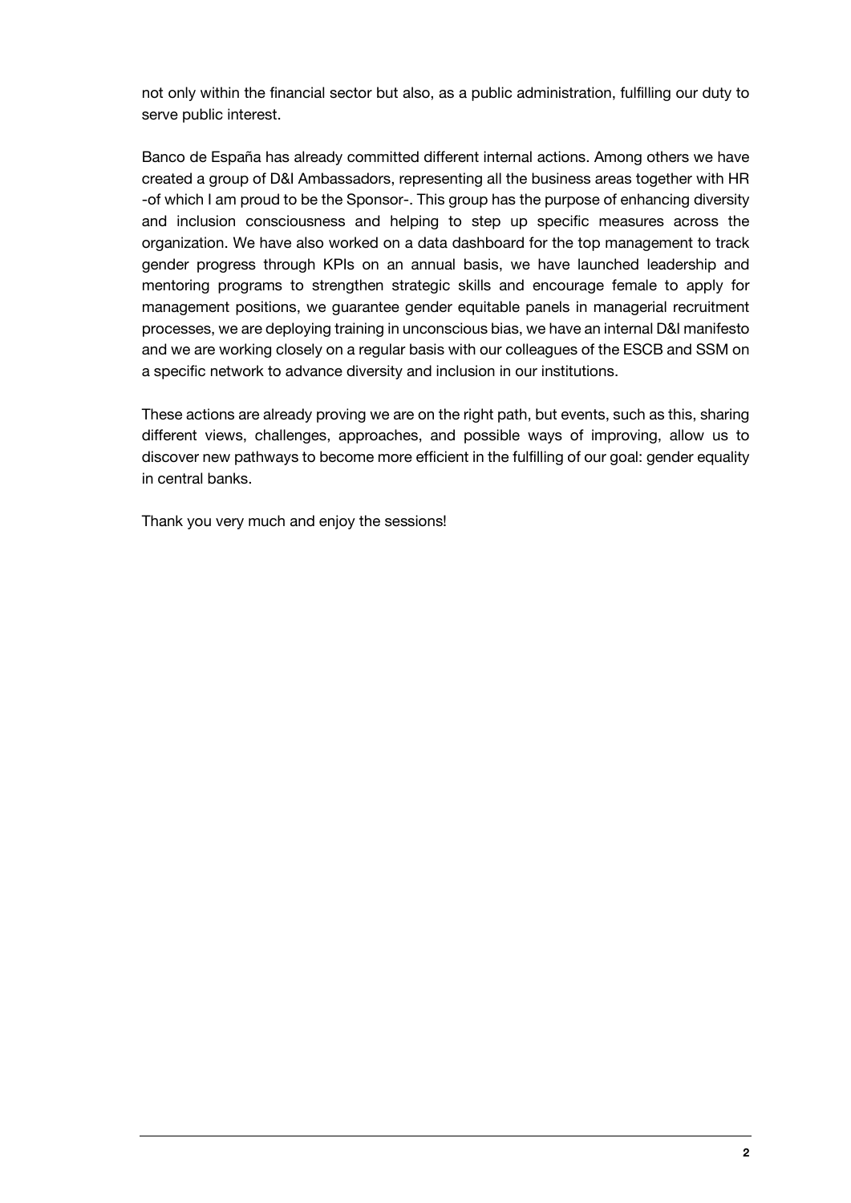not only within the financial sector but also, as a public administration, fulfilling our duty to serve public interest.

Banco de España has already committed different internal actions. Among others we have created a group of D&I Ambassadors, representing all the business areas together with HR -of which I am proud to be the Sponsor-. This group has the purpose of enhancing diversity and inclusion consciousness and helping to step up specific measures across the organization. We have also worked on a data dashboard for the top management to track gender progress through KPIs on an annual basis, we have launched leadership and mentoring programs to strengthen strategic skills and encourage female to apply for management positions, we guarantee gender equitable panels in managerial recruitment processes, we are deploying training in unconscious bias, we have an internal D&I manifesto and we are working closely on a regular basis with our colleagues of the ESCB and SSM on a specific network to advance diversity and inclusion in our institutions.

These actions are already proving we are on the right path, but events, such as this, sharing different views, challenges, approaches, and possible ways of improving, allow us to discover new pathways to become more efficient in the fulfilling of our goal: gender equality in central banks.

Thank you very much and enjoy the sessions!